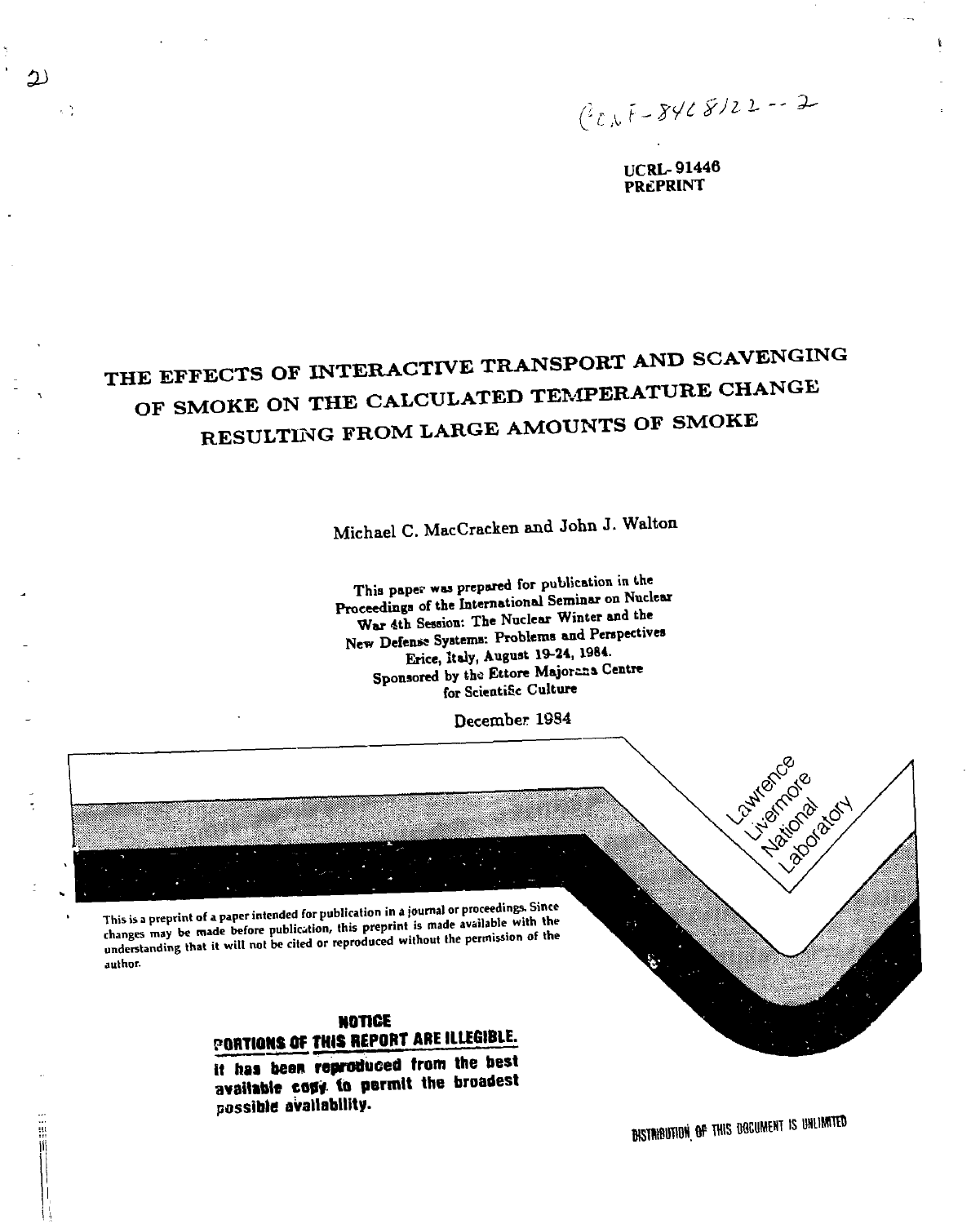2)

CONF-8408122--2

**UCRL-91446**
**PREPRINT**

# THE EFFECTS OF INTERACTIVE TRANSPORT AND SCAVENGING OF SMOKE ON THE CALCULATED TEMPERATURE CHANGE RESULTING FROM LARGE AMOUNTS OF SMOKE

Michael C. MacCracken and John J. Walton

This paper was prepared for publication in the Proceedings of the International Seminar on Nuclear War 4th Session: The Nuclear Winter and the New Defense Systems: Problems and Perspectives
Erice, Italy, August 19-24, 1984.
Sponsored by the Ettore Majorana Centre for Scientific Culture

December 1984

Lawrence Livermore National Laboratory

This is a preprint of a paper intended for publication in a journal or proceedings. Since changes may be made before publication, this preprint is made available with the understanding that it will not be cited or reproduced without the permission of the author.

**NOTICE**
**PORTIONS OF THIS REPORT ARE ILLEGIBLE.**
**It has been reproduced from the best available copy to permit the broadest possible availability.**

DISTRIBUTION OF THIS DOCUMENT IS UNLIMITED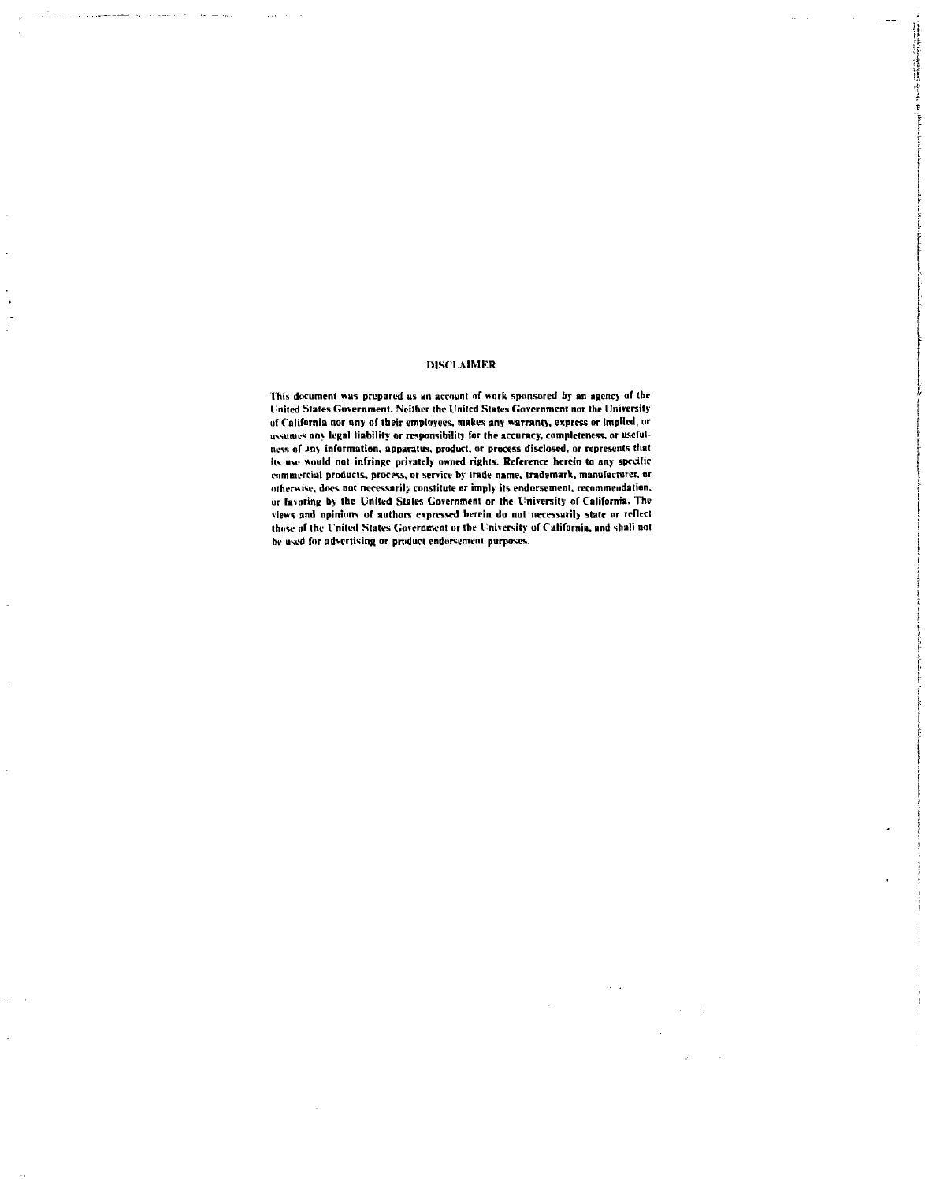## DISCLAIMER

This document was prepared as an account of work sponsored by an agency of the United States Government. Neither the United States Government nor the University of California nor any of their employees, makes any warranty, express or implied, or assumes any legal liability or responsibility for the accuracy, completeness, or usefulness of any information, apparatus, product, or process disclosed, or represents that its use would not infringe privately owned rights. Reference herein to any specific commercial products, process, or service by trade name, trademark, manufacturer, or otherwise, does not necessarily constitute or imply its endorsement, recommendation, or favoring by the United States Government or the University of California. The views and opinions of authors expressed herein do not necessarily state or reflect those of the United States Government or the University of California, and shall not be used for advertising or product endorsement purposes.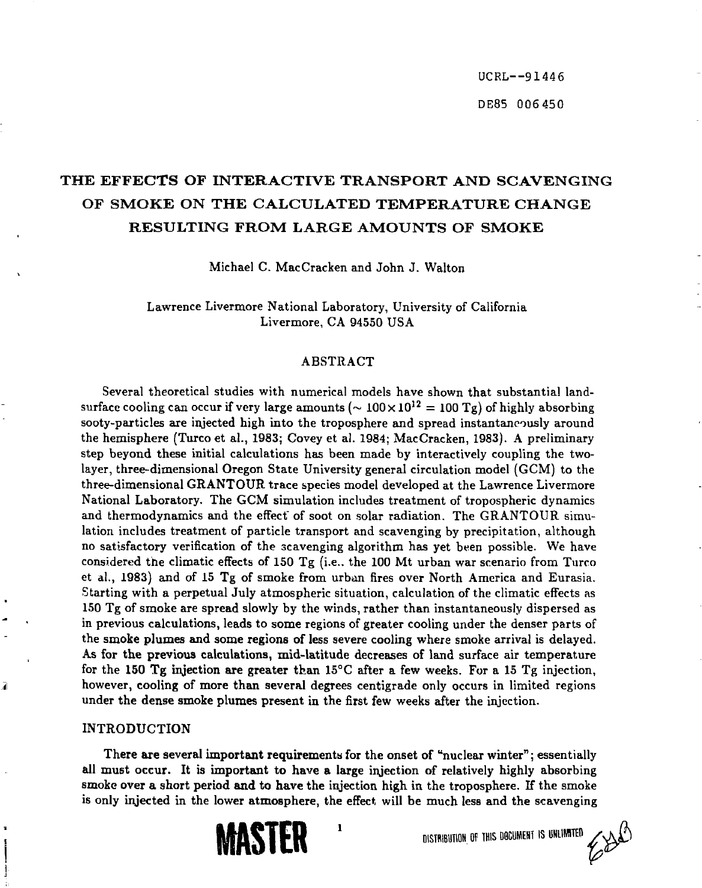UCRL--91446

DE85 006450

# THE EFFECTS OF INTERACTIVE TRANSPORT AND SCAVENGING OF SMOKE ON THE CALCULATED TEMPERATURE CHANGE RESULTING FROM LARGE AMOUNTS OF SMOKE

Michael C. MacCracken and John J. Walton

Lawrence Livermore National Laboratory, University of California
Livermore, CA 94550 USA

## ABSTRACT

Several theoretical studies with numerical models have shown that substantial land-surface cooling can occur if very large amounts ($\sim 100 \times 10^{12} = 100$ Tg) of highly absorbing sooty-particles are injected high into the troposphere and spread instantaneously around the hemisphere (Turco et al., 1983; Covey et al. 1984; MacCracken, 1983). A preliminary step beyond these initial calculations has been made by interactively coupling the two-layer, three-dimensional Oregon State University general circulation model (GCM) to the three-dimensional GRANTOUR trace species model developed at the Lawrence Livermore National Laboratory. The GCM simulation includes treatment of tropospheric dynamics and thermodynamics and the effect of soot on solar radiation. The GRANTOUR simulation includes treatment of particle transport and scavenging by precipitation, although no satisfactory verification of the scavenging algorithm has yet been possible. We have considered the climatic effects of 150 Tg (i.e.. the 100 Mt urban war scenario from Turco et al., 1983) and of 15 Tg of smoke from urban fires over North America and Eurasia. Starting with a perpetual July atmospheric situation, calculation of the climatic effects as 150 Tg of smoke are spread slowly by the winds, rather than instantaneously dispersed as in previous calculations, leads to some regions of greater cooling under the denser parts of the smoke plumes and some regions of less severe cooling where smoke arrival is delayed. As for the previous calculations, mid-latitude decreases of land surface air temperature for the 150 Tg injection are greater than 15°C after a few weeks. For a 15 Tg injection, however, cooling of more than several degrees centigrade only occurs in limited regions under the dense smoke plumes present in the first few weeks after the injection.

## INTRODUCTION

There are several important requirements for the onset of "nuclear winter"; essentially all must occur. It is important to have a large injection of relatively highly absorbing smoke over a short period and to have the injection high in the troposphere. If the smoke is only injected in the lower atmosphere, the effect will be much less and the scavenging

MASTER

DISTRIBUTION OF THIS DOCUMENT IS UNLIMITED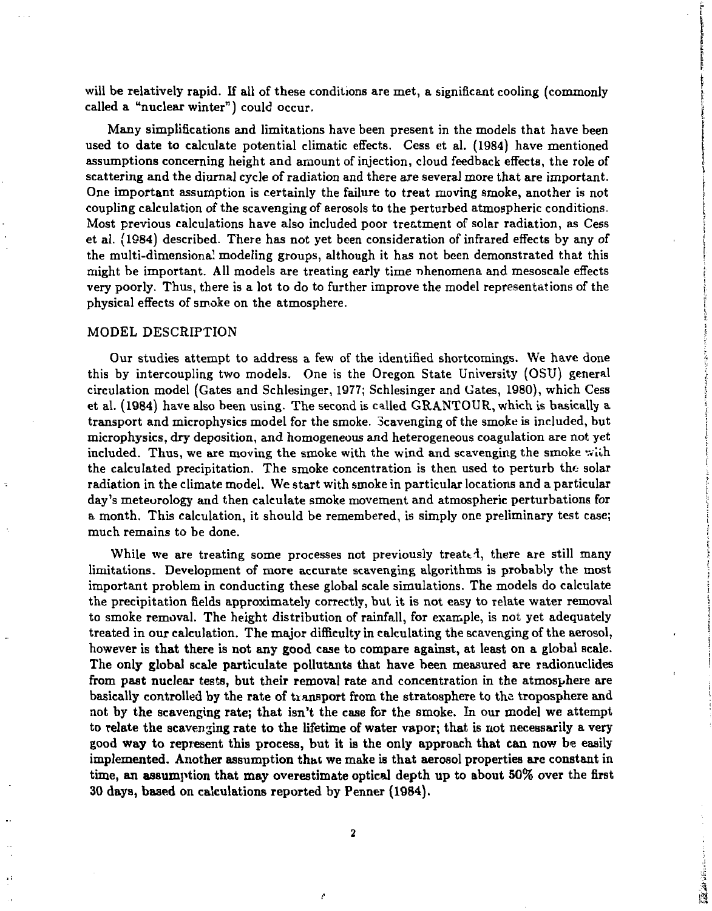will be relatively rapid. If all of these conditions are met, a significant cooling (commonly called a "nuclear winter") could occur.

Many simplifications and limitations have been present in the models that have been used to date to calculate potential climatic effects. Cess et al. (1984) have mentioned assumptions concerning height and amount of injection, cloud feedback effects, the role of scattering and the diurnal cycle of radiation and there are several more that are important. One important assumption is certainly the failure to treat moving smoke, another is not coupling calculation of the scavenging of aerosols to the perturbed atmospheric conditions. Most previous calculations have also included poor treatment of solar radiation, as Cess et al. (1984) described. There has not yet been consideration of infrared effects by any of the multi-dimensional modeling groups, although it has not been demonstrated that this might be important. All models are treating early time phenomena and mesoscale effects very poorly. Thus, there is a lot to do to further improve the model representations of the physical effects of smoke on the atmosphere.

## MODEL DESCRIPTION

Our studies attempt to address a few of the identified shortcomings. We have done this by intercoupling two models. One is the Oregon State University (OSU) general circulation model (Gates and Schlesinger, 1977; Schlesinger and Gates, 1980), which Cess et al. (1984) have also been using. The second is called GRANTOUR, which is basically a transport and microphysics model for the smoke. Scavenging of the smoke is included, but microphysics, dry deposition, and homogeneous and heterogeneous coagulation are not yet included. Thus, we are moving the smoke with the wind and scavenging the smoke with the calculated precipitation. The smoke concentration is then used to perturb the solar radiation in the climate model. We start with smoke in particular locations and a particular day's meteorology and then calculate smoke movement and atmospheric perturbations for a month. This calculation, it should be remembered, is simply one preliminary test case; much remains to be done.

While we are treating some processes not previously treated, there are still many limitations. Development of more accurate scavenging algorithms is probably the most important problem in conducting these global scale simulations. The models do calculate the precipitation fields approximately correctly, but it is not easy to relate water removal to smoke removal. The height distribution of rainfall, for example, is not yet adequately treated in our calculation. The major difficulty in calculating the scavenging of the aerosol, however is that there is not any good case to compare against, at least on a global scale. The only global scale particulate pollutants that have been measured are radionuclides from past nuclear tests, but their removal rate and concentration in the atmosphere are basically controlled by the rate of transport from the stratosphere to the troposphere and not by the scavenging rate; that isn't the case for the smoke. In our model we attempt to relate the scavenging rate to the lifetime of water vapor; that is not necessarily a very good way to represent this process, but it is the only approach that can now be easily implemented. Another assumption that we make is that aerosol properties are constant in time, an assumption that may overestimate optical depth up to about 50% over the first 30 days, based on calculations reported by Penner (1984).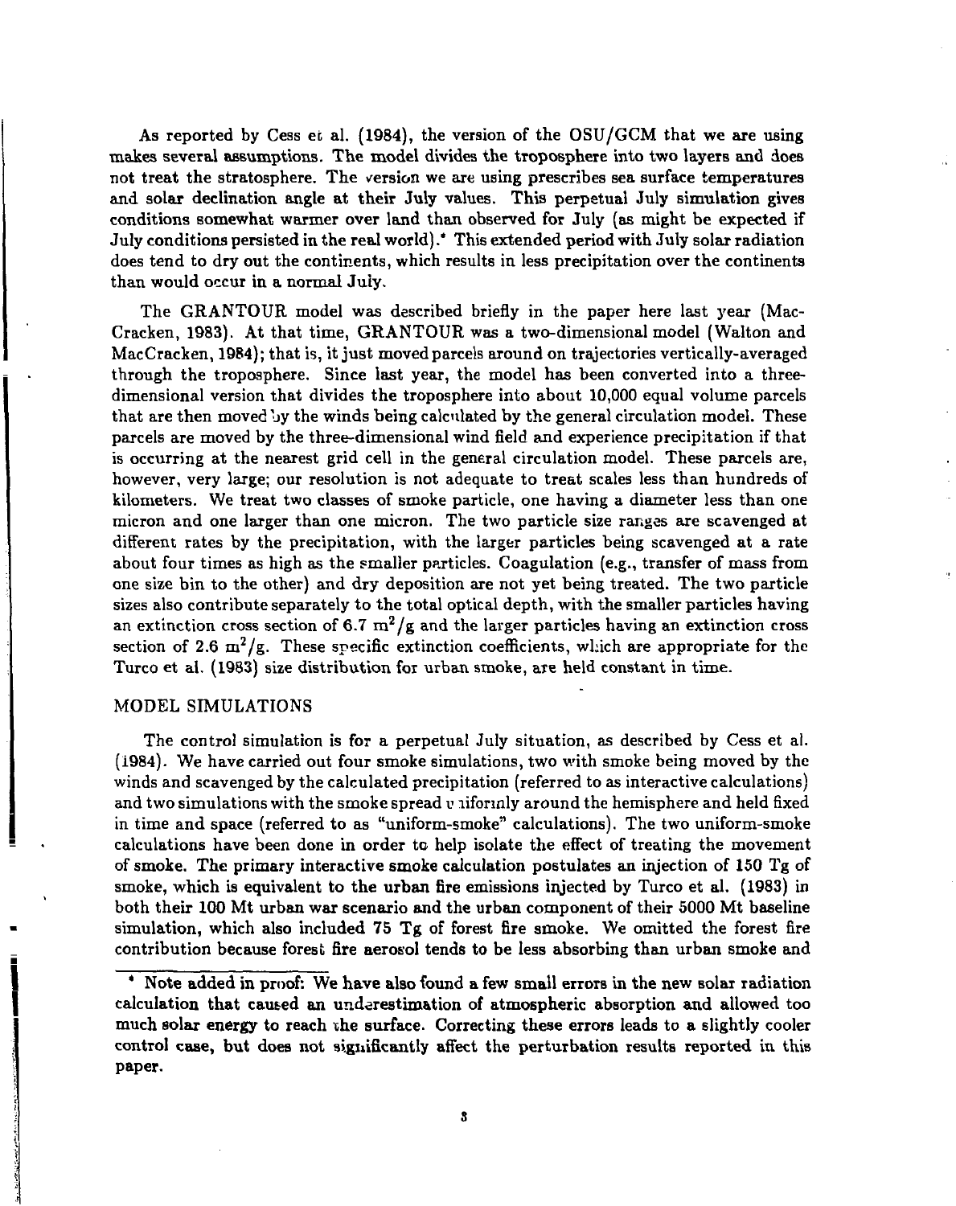As reported by Cess et al. (1984), the version of the OSU/GCM that we are using makes several assumptions. The model divides the troposphere into two layers and does not treat the stratosphere. The version we are using prescribes sea surface temperatures and solar declination angle at their July values. This perpetual July simulation gives conditions somewhat warmer over land than observed for July (as might be expected if July conditions persisted in the real world).* This extended period with July solar radiation does tend to dry out the continents, which results in less precipitation over the continents than would occur in a normal July.

The GRANTOUR model was described briefly in the paper here last year (MacCracken, 1983). At that time, GRANTOUR was a two-dimensional model (Walton and MacCracken, 1984); that is, it just moved parcels around on trajectories vertically-averaged through the troposphere. Since last year, the model has been converted into a three-dimensional version that divides the troposphere into about 10,000 equal volume parcels that are then moved by the winds being calculated by the general circulation model. These parcels are moved by the three-dimensional wind field and experience precipitation if that is occurring at the nearest grid cell in the general circulation model. These parcels are, however, very large; our resolution is not adequate to treat scales less than hundreds of kilometers. We treat two classes of smoke particle, one having a diameter less than one micron and one larger than one micron. The two particle size ranges are scavenged at different rates by the precipitation, with the larger particles being scavenged at a rate about four times as high as the smaller particles. Coagulation (e.g., transfer of mass from one size bin to the other) and dry deposition are not yet being treated. The two particle sizes also contribute separately to the total optical depth, with the smaller particles having an extinction cross section of 6.7 $m^2/g$ and the larger particles having an extinction cross section of 2.6 $m^2/g$. These specific extinction coefficients, which are appropriate for the Turco et al. (1983) size distribution for urban smoke, are held constant in time.

## MODEL SIMULATIONS

The control simulation is for a perpetual July situation, as described by Cess et al. (1984). We have carried out four smoke simulations, two with smoke being moved by the winds and scavenged by the calculated precipitation (referred to as interactive calculations) and two simulations with the smoke spread uniformly around the hemisphere and held fixed in time and space (referred to as "uniform-smoke" calculations). The two uniform-smoke calculations have been done in order to help isolate the effect of treating the movement of smoke. The primary interactive smoke calculation postulates an injection of 150 Tg of smoke, which is equivalent to the urban fire emissions injected by Turco et al. (1983) in both their 100 Mt urban war scenario and the urban component of their 5000 Mt baseline simulation, which also included 75 Tg of forest fire smoke. We omitted the forest fire contribution because forest fire aerosol tends to be less absorbing than urban smoke and

* Note added in proof: We have also found a few small errors in the new solar radiation calculation that caused an underestimation of atmospheric absorption and allowed too much solar energy to reach the surface. Correcting these errors leads to a slightly cooler control case, but does not significantly affect the perturbation results reported in this paper.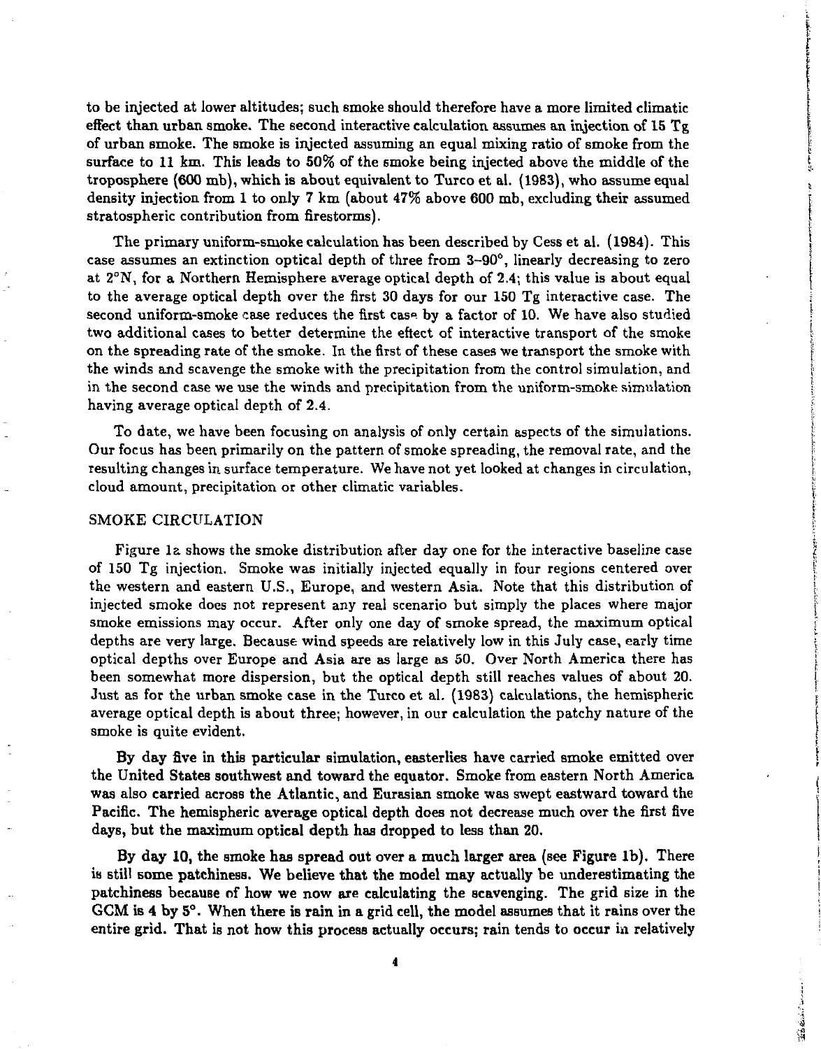to be injected at lower altitudes; such smoke should therefore have a more limited climatic effect than urban smoke. The second interactive calculation assumes an injection of 15 Tg of urban smoke. The smoke is injected assuming an equal mixing ratio of smoke from the surface to 11 km. This leads to 50% of the smoke being injected above the middle of the troposphere (600 mb), which is about equivalent to Turco et al. (1983), who assume equal density injection from 1 to only 7 km (about 47% above 600 mb, excluding their assumed stratospheric contribution from firestorms).

The primary uniform-smoke calculation has been described by Cess et al. (1984). This case assumes an extinction optical depth of three from 3–90°, linearly decreasing to zero at 2°N, for a Northern Hemisphere average optical depth of 2.4; this value is about equal to the average optical depth over the first 30 days for our 150 Tg interactive case. The second uniform-smoke case reduces the first case by a factor of 10. We have also studied two additional cases to better determine the effect of interactive transport of the smoke on the spreading rate of the smoke. In the first of these cases we transport the smoke with the winds and scavenge the smoke with the precipitation from the control simulation, and in the second case we use the winds and precipitation from the uniform-smoke simulation having average optical depth of 2.4.

To date, we have been focusing on analysis of only certain aspects of the simulations. Our focus has been primarily on the pattern of smoke spreading, the removal rate, and the resulting changes in surface temperature. We have not yet looked at changes in circulation, cloud amount, precipitation or other climatic variables.

## SMOKE CIRCULATION

Figure 1a shows the smoke distribution after day one for the interactive baseline case of 150 Tg injection. Smoke was initially injected equally in four regions centered over the western and eastern U.S., Europe, and western Asia. Note that this distribution of injected smoke does not represent any real scenario but simply the places where major smoke emissions may occur. After only one day of smoke spread, the maximum optical depths are very large. Because wind speeds are relatively low in this July case, early time optical depths over Europe and Asia are as large as 50. Over North America there has been somewhat more dispersion, but the optical depth still reaches values of about 20. Just as for the urban smoke case in the Turco et al. (1983) calculations, the hemispheric average optical depth is about three; however, in our calculation the patchy nature of the smoke is quite evident.

By day five in this particular simulation, easterlies have carried smoke emitted over the United States southwest and toward the equator. Smoke from eastern North America was also carried across the Atlantic, and Eurasian smoke was swept eastward toward the Pacific. The hemispheric average optical depth does not decrease much over the first five days, but the maximum optical depth has dropped to less than 20.

By day 10, the smoke has spread out over a much larger area (see Figure 1b). There is still some patchiness. We believe that the model may actually be underestimating the patchiness because of how we now are calculating the scavenging. The grid size in the GCM is 4 by 5°. When there is rain in a grid cell, the model assumes that it rains over the entire grid. That is not how this process actually occurs; rain tends to occur in relatively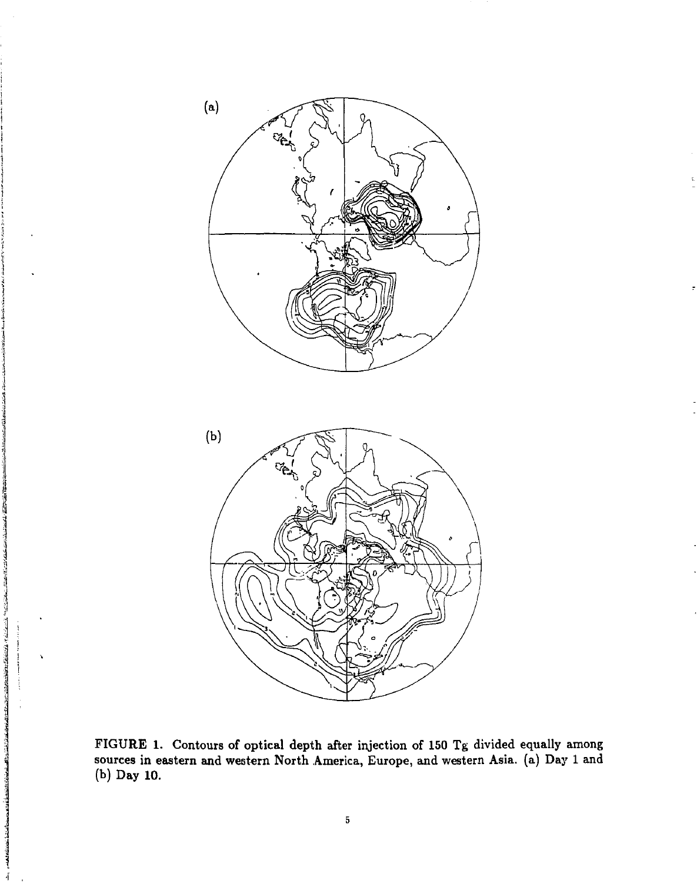(a)

(b)

FIGURE 1. Contours of optical depth after injection of 150 Tg divided equally among sources in eastern and western North America, Europe, and western Asia. (a) Day 1 and (b) Day 10.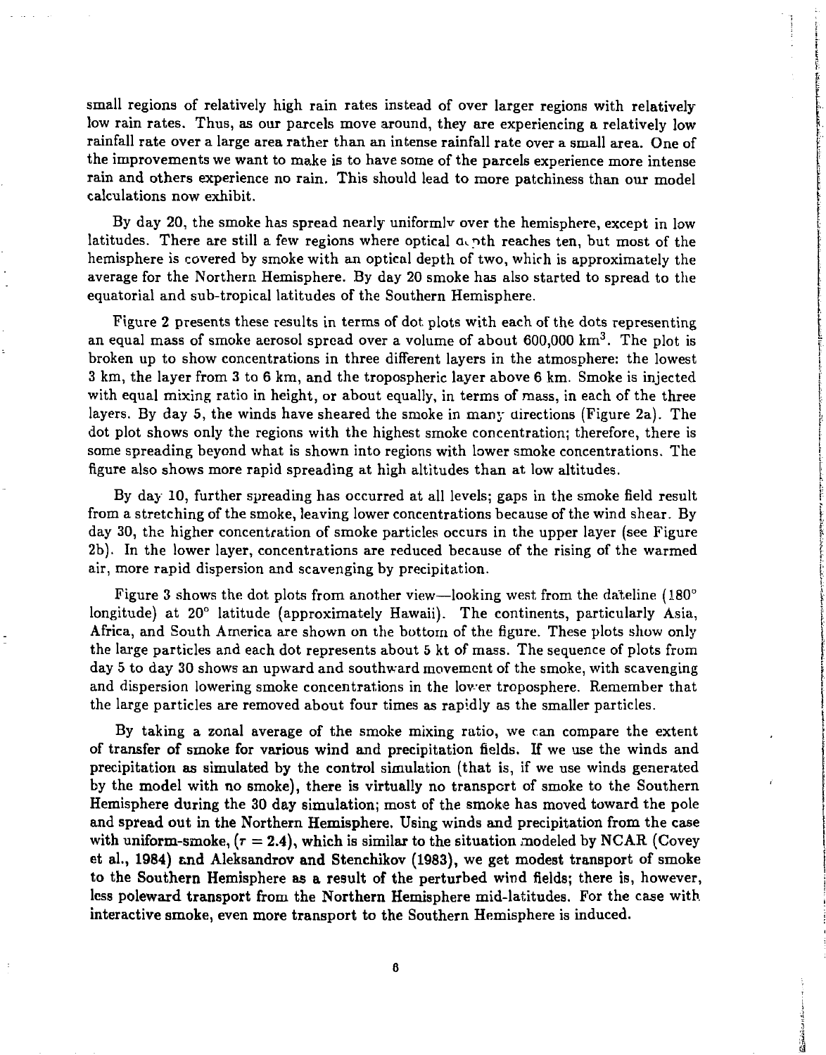small regions of relatively high rain rates instead of over larger regions with relatively low rain rates. Thus, as our parcels move around, they are experiencing a relatively low rainfall rate over a large area rather than an intense rainfall rate over a small area. One of the improvements we want to make is to have some of the parcels experience more intense rain and others experience no rain. This should lead to more patchiness than our model calculations now exhibit.

By day 20, the smoke has spread nearly uniformly over the hemisphere, except in low latitudes. There are still a few regions where optical depth reaches ten, but most of the hemisphere is covered by smoke with an optical depth of two, which is approximately the average for the Northern Hemisphere. By day 20 smoke has also started to spread to the equatorial and sub-tropical latitudes of the Southern Hemisphere.

Figure 2 presents these results in terms of dot plots with each of the dots representing an equal mass of smoke aerosol spread over a volume of about 600,000 km$^3$. The plot is broken up to show concentrations in three different layers in the atmosphere: the lowest 3 km, the layer from 3 to 6 km, and the tropospheric layer above 6 km. Smoke is injected with equal mixing ratio in height, or about equally, in terms of mass, in each of the three layers. By day 5, the winds have sheared the smoke in many directions (Figure 2a). The dot plot shows only the regions with the highest smoke concentration; therefore, there is some spreading beyond what is shown into regions with lower smoke concentrations. The figure also shows more rapid spreading at high altitudes than at low altitudes.

By day 10, further spreading has occurred at all levels; gaps in the smoke field result from a stretching of the smoke, leaving lower concentrations because of the wind shear. By day 30, the higher concentration of smoke particles occurs in the upper layer (see Figure 2b). In the lower layer, concentrations are reduced because of the rising of the warmed air, more rapid dispersion and scavenging by precipitation.

Figure 3 shows the dot plots from another view—looking west from the dateline (180° longitude) at 20° latitude (approximately Hawaii). The continents, particularly Asia, Africa, and South America are shown on the bottom of the figure. These plots show only the large particles and each dot represents about 5 kt of mass. The sequence of plots from day 5 to day 30 shows an upward and southward movement of the smoke, with scavenging and dispersion lowering smoke concentrations in the lower troposphere. Remember that the large particles are removed about four times as rapidly as the smaller particles.

By taking a zonal average of the smoke mixing ratio, we can compare the extent of transfer of smoke for various wind and precipitation fields. If we use the winds and precipitation as simulated by the control simulation (that is, if we use winds generated by the model with no smoke), there is virtually no transport of smoke to the Southern Hemisphere during the 30 day simulation; most of the smoke has moved toward the pole and spread out in the Northern Hemisphere. Using winds and precipitation from the case with uniform-smoke, ($\tau = 2.4$), which is similar to the situation modeled by NCAR (Covey et al., 1984) and Aleksandrov and Stenchikov (1983), we get modest transport of smoke to the Southern Hemisphere as a result of the perturbed wind fields; there is, however, less poleward transport from the Northern Hemisphere mid-latitudes. For the case with interactive smoke, even more transport to the Southern Hemisphere is induced.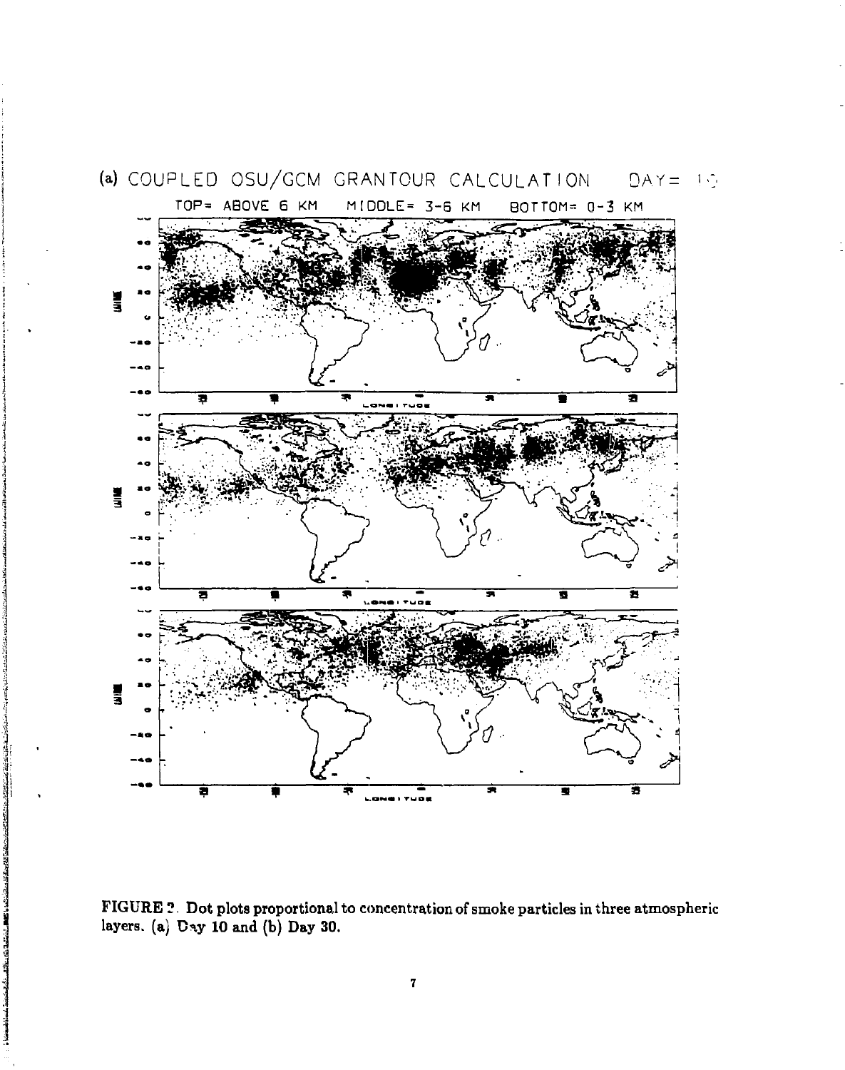(a) COUPLED OSU/GCM GRANTOUR CALCULATION DAY= 10

TOP= ABOVE 6 KM MIDDLE= 3-6 KM BOTTOM= 0-3 KM

FIGURE 2. Dot plots proportional to concentration of smoke particles in three atmospheric layers. (a) Day 10 and (b) Day 30.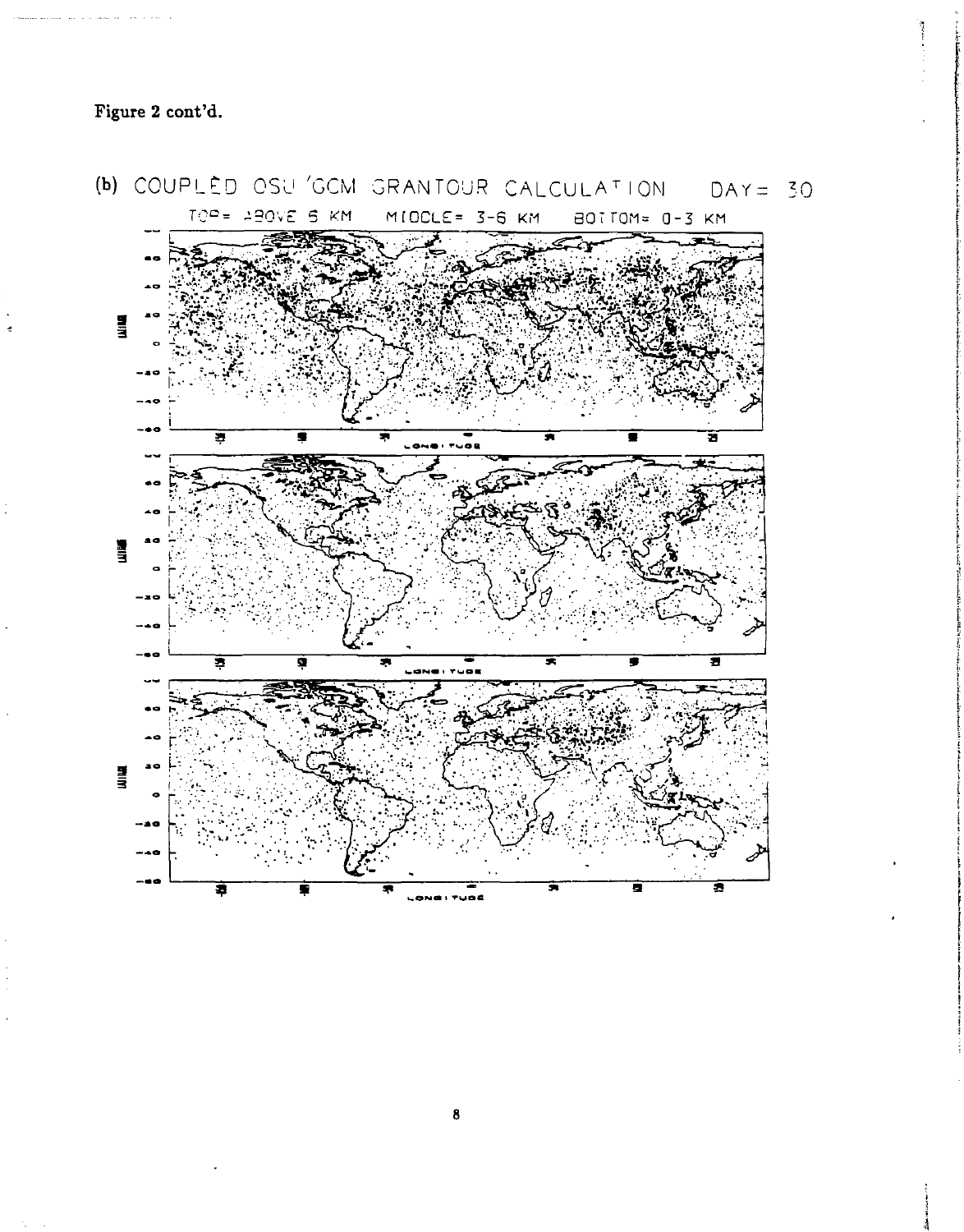Figure 2 cont'd.

(b) COUPLED OSU/GCM GRANTOUR CALCULATION DAY= 30

TOP= ABOVE 6 KM MIDDLE= 3-6 KM BOTTOM= 0-3 KM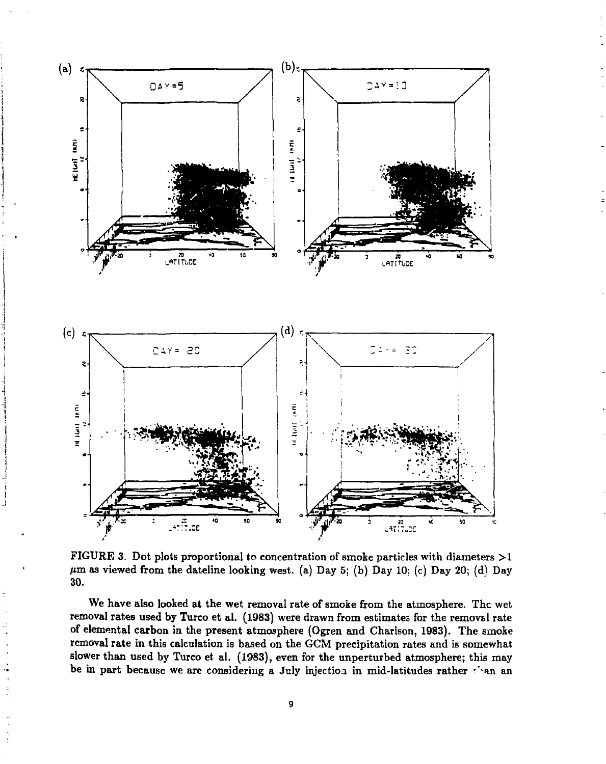FIGURE 3. Dot plots proportional to concentration of smoke particles with diameters >1 $\mu$m as viewed from the dateline looking west. (a) Day 5; (b) Day 10; (c) Day 20; (d) Day 30.

We have also looked at the wet removal rate of smoke from the atmosphere. The wet removal rates used by Turco et al. (1983) were drawn from estimates for the removal rate of elemental carbon in the present atmosphere (Ogren and Charlson, 1983). The smoke removal rate in this calculation is based on the GCM precipitation rates and is somewhat slower than used by Turco et al. (1983), even for the unperturbed atmosphere; this may be in part because we are considering a July injection in mid-latitudes rather than an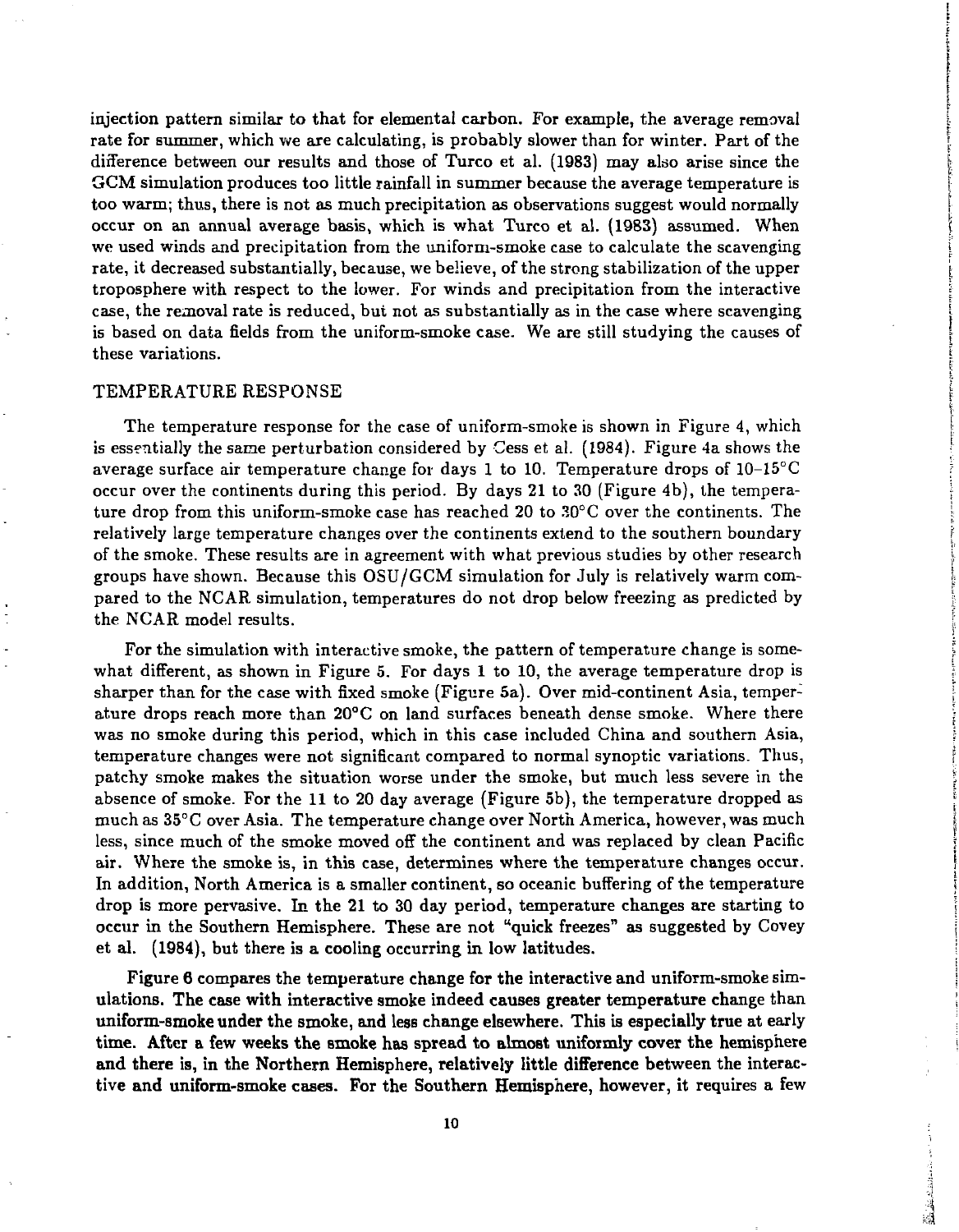injection pattern similar to that for elemental carbon. For example, the average removal rate for summer, which we are calculating, is probably slower than for winter. Part of the difference between our results and those of Turco et al. (1983) may also arise since the GCM simulation produces too little rainfall in summer because the average temperature is too warm; thus, there is not as much precipitation as observations suggest would normally occur on an annual average basis, which is what Turco et al. (1983) assumed. When we used winds and precipitation from the uniform-smoke case to calculate the scavenging rate, it decreased substantially, because, we believe, of the strong stabilization of the upper troposphere with respect to the lower. For winds and precipitation from the interactive case, the removal rate is reduced, but not as substantially as in the case where scavenging is based on data fields from the uniform-smoke case. We are still studying the causes of these variations.

## TEMPERATURE RESPONSE

The temperature response for the case of uniform-smoke is shown in Figure 4, which is essentially the same perturbation considered by Cess et al. (1984). Figure 4a shows the average surface air temperature change for days 1 to 10. Temperature drops of 10–15°C occur over the continents during this period. By days 21 to 30 (Figure 4b), the temperature drop from this uniform-smoke case has reached 20 to 30°C over the continents. The relatively large temperature changes over the continents extend to the southern boundary of the smoke. These results are in agreement with what previous studies by other research groups have shown. Because this OSU/GCM simulation for July is relatively warm compared to the NCAR simulation, temperatures do not drop below freezing as predicted by the NCAR model results.

For the simulation with interactive smoke, the pattern of temperature change is somewhat different, as shown in Figure 5. For days 1 to 10, the average temperature drop is sharper than for the case with fixed smoke (Figure 5a). Over mid-continent Asia, temperature drops reach more than 20°C on land surfaces beneath dense smoke. Where there was no smoke during this period, which in this case included China and southern Asia, temperature changes were not significant compared to normal synoptic variations. Thus, patchy smoke makes the situation worse under the smoke, but much less severe in the absence of smoke. For the 11 to 20 day average (Figure 5b), the temperature dropped as much as 35°C over Asia. The temperature change over North America, however, was much less, since much of the smoke moved off the continent and was replaced by clean Pacific air. Where the smoke is, in this case, determines where the temperature changes occur. In addition, North America is a smaller continent, so oceanic buffering of the temperature drop is more pervasive. In the 21 to 30 day period, temperature changes are starting to occur in the Southern Hemisphere. These are not "quick freezes" as suggested by Covey et al. (1984), but there is a cooling occurring in low latitudes.

**Figure 6 compares the temperature change for the interactive and uniform-smoke simulations. The case with interactive smoke indeed causes greater temperature change than uniform-smoke under the smoke, and less change elsewhere. This is especially true at early time. After a few weeks the smoke has spread to almost uniformly cover the hemisphere and there is, in the Northern Hemisphere, relatively little difference between the interactive and uniform-smoke cases. For the Southern Hemisphere, however, it requires a few**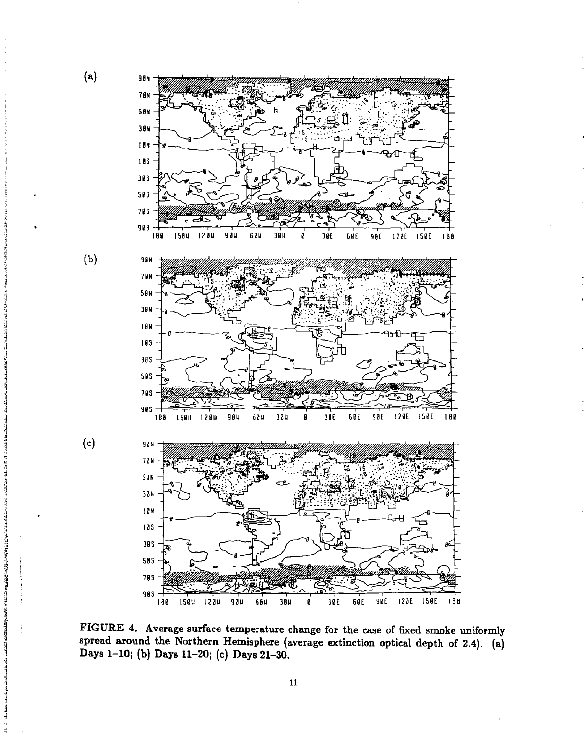(a)

(b)

(c)

**FIGURE 4. Average surface temperature change for the case of fixed smoke uniformly spread around the Northern Hemisphere (average extinction optical depth of 2.4). (a) Days 1–10; (b) Days 11–20; (c) Days 21–30.**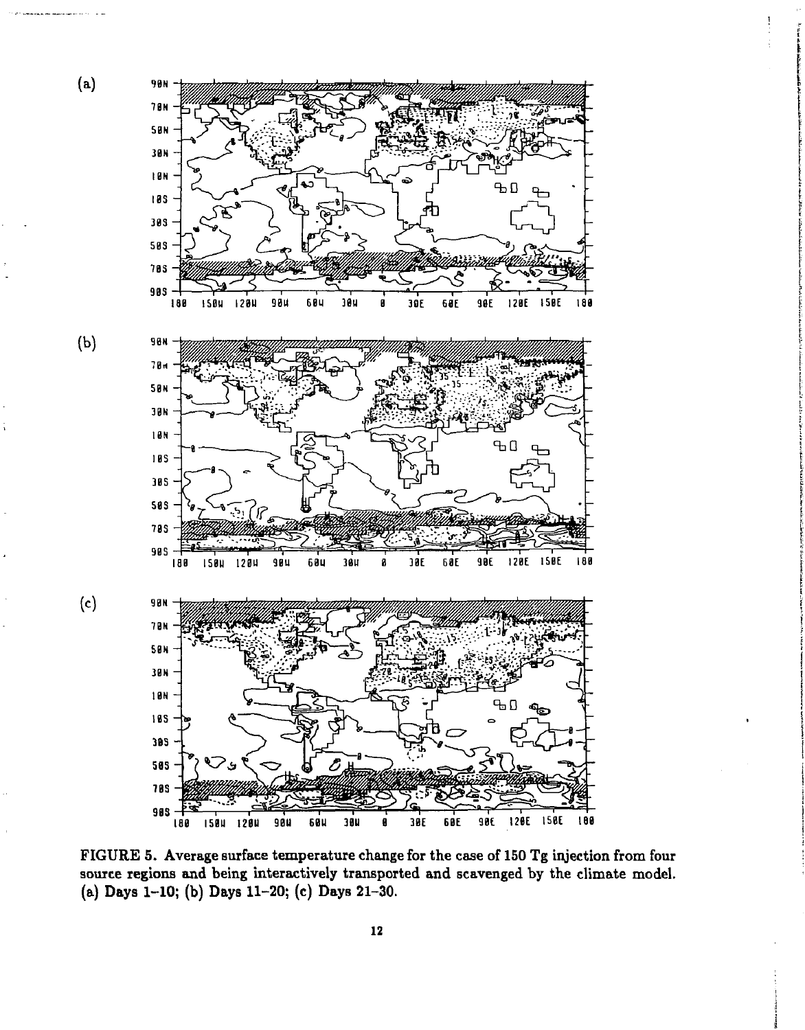(a)

(b)

(c)

FIGURE 5. Average surface temperature change for the case of 150 Tg injection from four source regions and being interactively transported and scavenged by the climate model. (a) Days 1–10; (b) Days 11–20; (c) Days 21–30.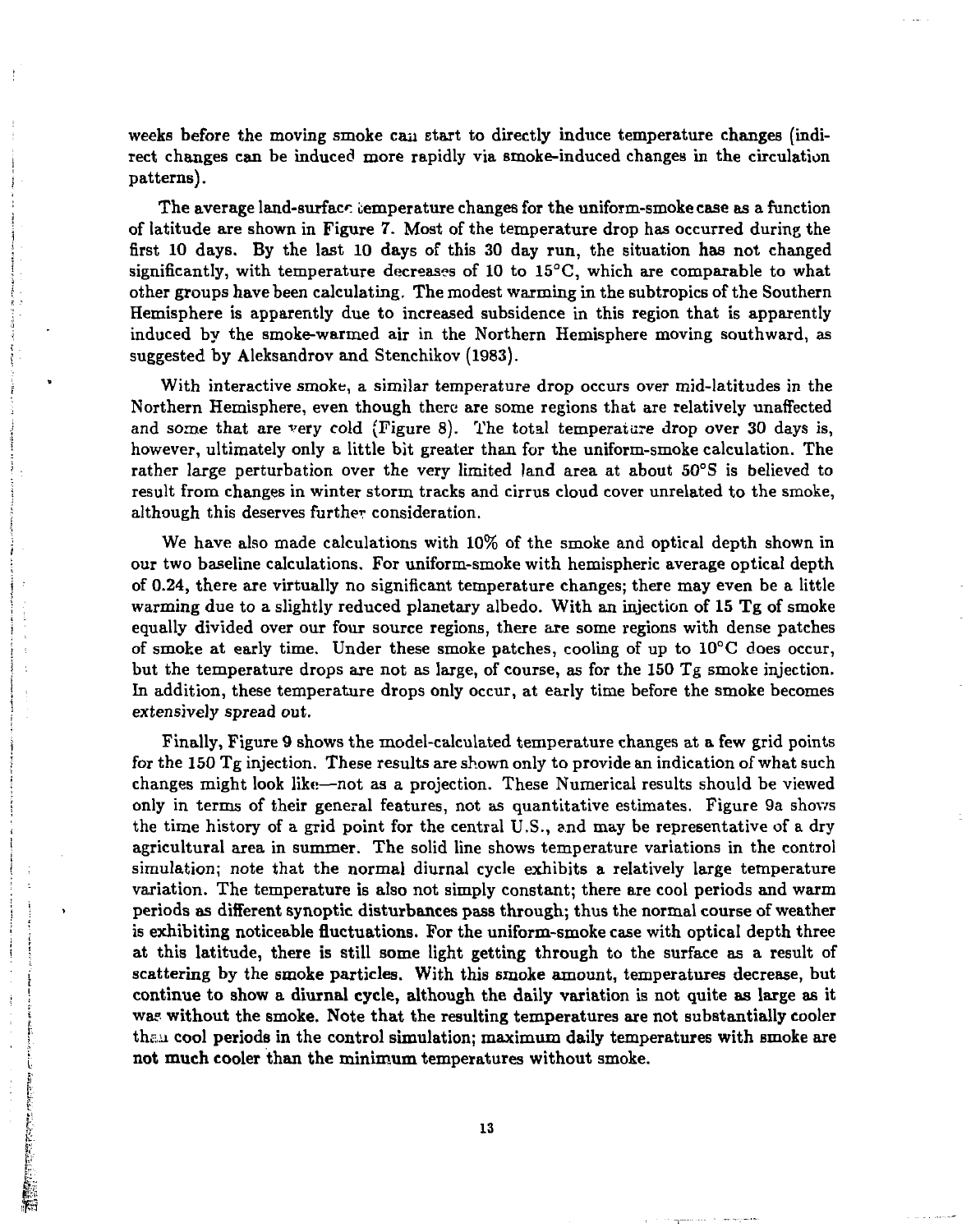weeks before the moving smoke can start to directly induce temperature changes (indirect changes can be induced more rapidly via smoke-induced changes in the circulation patterns).

The average land-surface temperature changes for the uniform-smoke case as a function of latitude are shown in Figure 7. Most of the temperature drop has occurred during the first 10 days. By the last 10 days of this 30 day run, the situation has not changed significantly, with temperature decreases of 10 to 15°C, which are comparable to what other groups have been calculating. The modest warming in the subtropics of the Southern Hemisphere is apparently due to increased subsidence in this region that is apparently induced by the smoke-warmed air in the Northern Hemisphere moving southward, as suggested by Aleksandrov and Stenchikov (1983).

With interactive smoke, a similar temperature drop occurs over mid-latitudes in the Northern Hemisphere, even though there are some regions that are relatively unaffected and some that are very cold (Figure 8). The total temperature drop over 30 days is, however, ultimately only a little bit greater than for the uniform-smoke calculation. The rather large perturbation over the very limited land area at about 50°S is believed to result from changes in winter storm tracks and cirrus cloud cover unrelated to the smoke, although this deserves further consideration.

We have also made calculations with 10% of the smoke and optical depth shown in our two baseline calculations. For uniform-smoke with hemispheric average optical depth of 0.24, there are virtually no significant temperature changes; there may even be a little warming due to a slightly reduced planetary albedo. With an injection of 15 Tg of smoke equally divided over our four source regions, there are some regions with dense patches of smoke at early time. Under these smoke patches, cooling of up to 10°C does occur, but the temperature drops are not as large, of course, as for the 150 Tg smoke injection. In addition, these temperature drops only occur, at early time before the smoke becomes extensively spread out.

Finally, Figure 9 shows the model-calculated temperature changes at a few grid points for the 150 Tg injection. These results are shown only to provide an indication of what such changes might look like—not as a projection. These Numerical results should be viewed only in terms of their general features, not as quantitative estimates. Figure 9a shows the time history of a grid point for the central U.S., and may be representative of a dry agricultural area in summer. The solid line shows temperature variations in the control simulation; note that the normal diurnal cycle exhibits a relatively large temperature variation. The temperature is also not simply constant; there are cool periods and warm periods as different synoptic disturbances pass through; thus the normal course of weather is exhibiting noticeable fluctuations. For the uniform-smoke case with optical depth three at this latitude, there is still some light getting through to the surface as a result of scattering by the smoke particles. With this smoke amount, temperatures decrease, but continue to show a diurnal cycle, although the daily variation is not quite as large as it was without the smoke. Note that the resulting temperatures are not substantially cooler than cool periods in the control simulation; maximum daily temperatures with smoke are not much cooler than the minimum temperatures without smoke.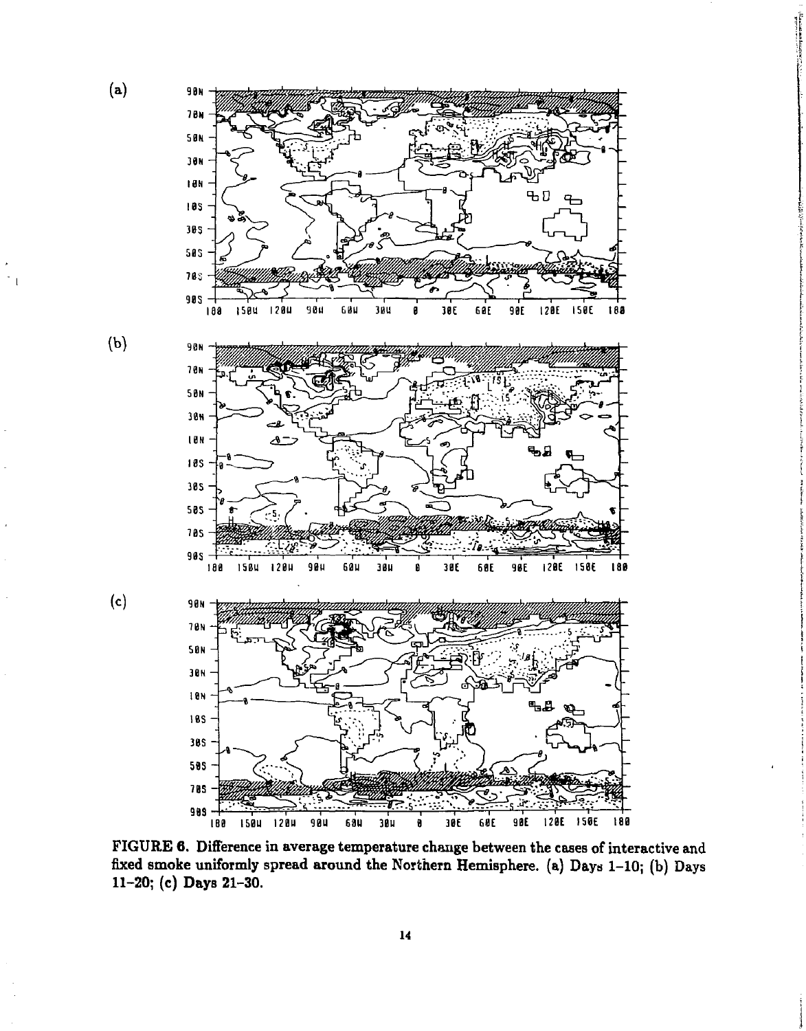(a)

(b)

(c)

**FIGURE 6. Difference in average temperature change between the cases of interactive and fixed smoke uniformly spread around the Northern Hemisphere. (a) Days 1–10; (b) Days 11–20; (c) Days 21–30.**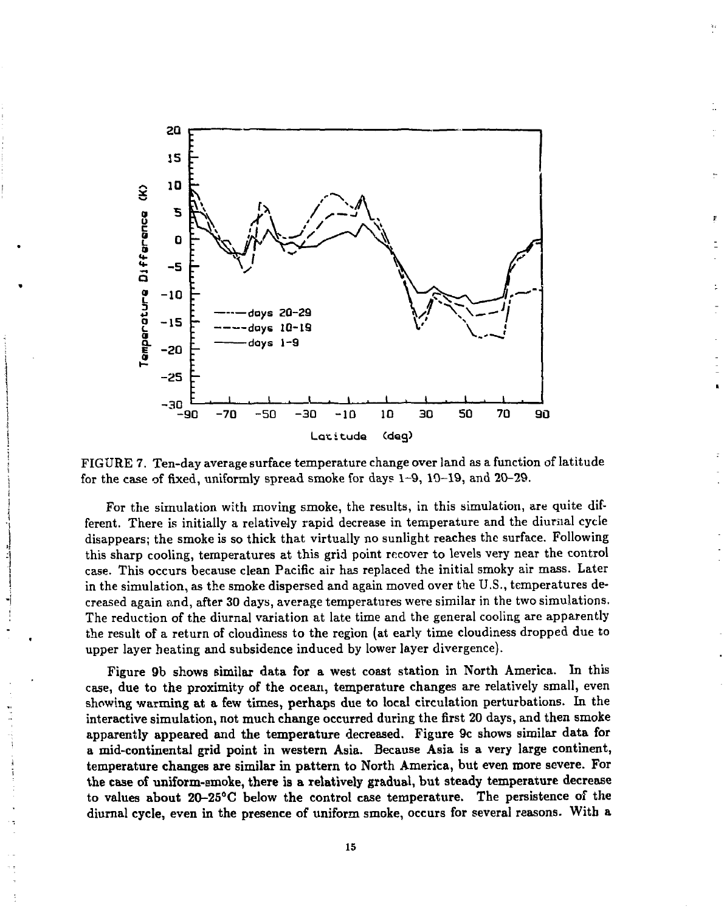FIGURE 7. Ten-day average surface temperature change over land as a function of latitude for the case of fixed, uniformly spread smoke for days 1–9, 10–19, and 20–29.

For the simulation with moving smoke, the results, in this simulation, are quite different. There is initially a relatively rapid decrease in temperature and the diurnal cycle disappears; the smoke is so thick that virtually no sunlight reaches the surface. Following this sharp cooling, temperatures at this grid point recover to levels very near the control case. This occurs because clean Pacific air has replaced the initial smoky air mass. Later in the simulation, as the smoke dispersed and again moved over the U.S., temperatures decreased again and, after 30 days, average temperatures were similar in the two simulations. The reduction of the diurnal variation at late time and the general cooling are apparently the result of a return of cloudiness to the region (at early time cloudiness dropped due to upper layer heating and subsidence induced by lower layer divergence).

Figure 9b shows similar data for a west coast station in North America. In this case, due to the proximity of the ocean, temperature changes are relatively small, even showing warming at a few times, perhaps due to local circulation perturbations. In the interactive simulation, not much change occurred during the first 20 days, and then smoke apparently appeared and the temperature decreased. Figure 9c shows similar data for a mid-continental grid point in western Asia. Because Asia is a very large continent, temperature changes are similar in pattern to North America, but even more severe. For the case of uniform-smoke, there is a relatively gradual, but steady temperature decrease to values about 20–25°C below the control case temperature. The persistence of the diurnal cycle, even in the presence of uniform smoke, occurs for several reasons. With a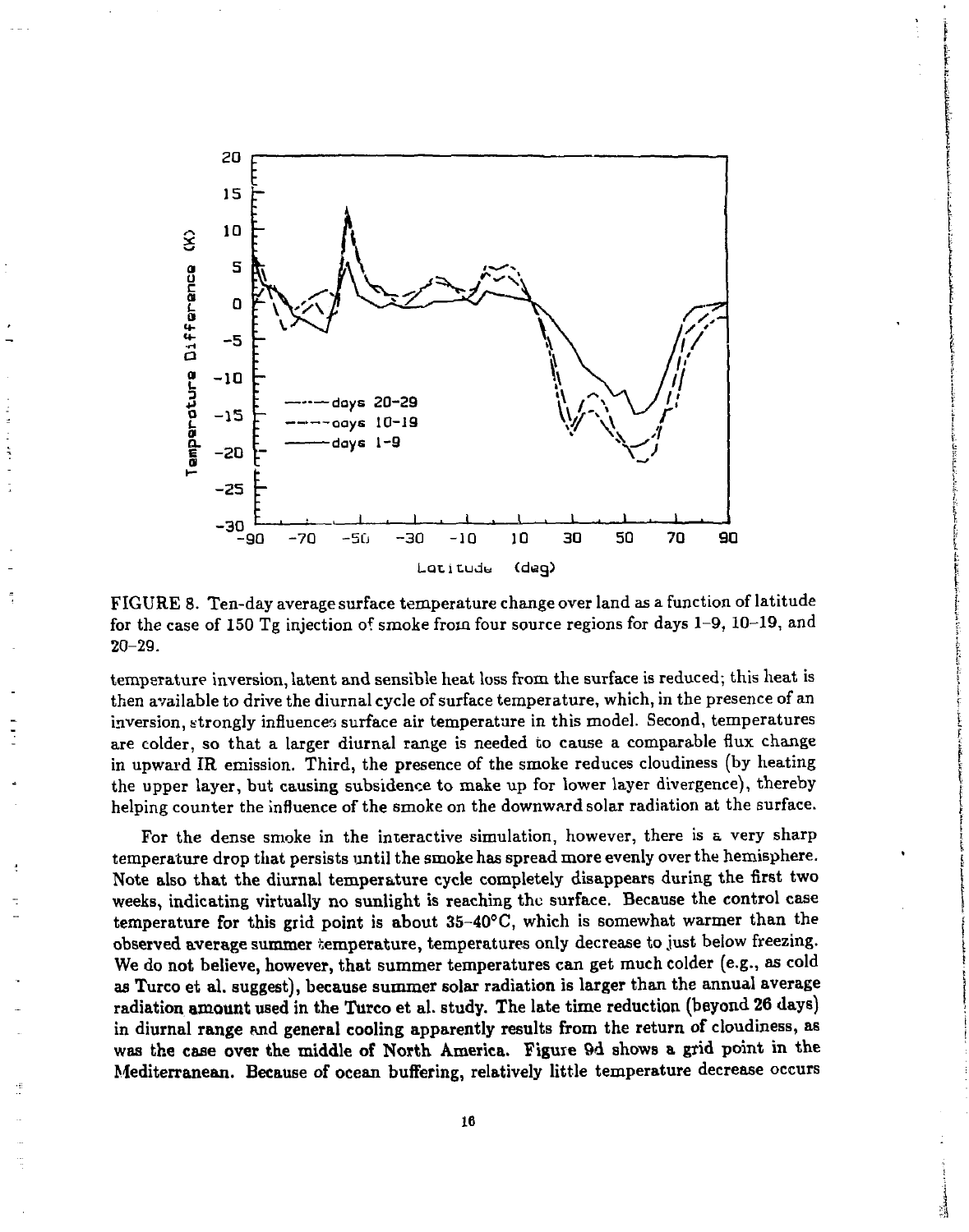FIGURE 8. Ten-day average surface temperature change over land as a function of latitude for the case of 150 Tg injection of smoke from four source regions for days 1–9, 10–19, and 20–29.

temperature inversion, latent and sensible heat loss from the surface is reduced; this heat is then available to drive the diurnal cycle of surface temperature, which, in the presence of an inversion, strongly influences surface air temperature in this model. Second, temperatures are colder, so that a larger diurnal range is needed to cause a comparable flux change in upward IR emission. Third, the presence of the smoke reduces cloudiness (by heating the upper layer, but causing subsidence to make up for lower layer divergence), thereby helping counter the influence of the smoke on the downward solar radiation at the surface.

For the dense smoke in the interactive simulation, however, there is a very sharp temperature drop that persists until the smoke has spread more evenly over the hemisphere. Note also that the diurnal temperature cycle completely disappears during the first two weeks, indicating virtually no sunlight is reaching the surface. Because the control case temperature for this grid point is about 35–40°C, which is somewhat warmer than the observed average summer temperature, temperatures only decrease to just below freezing. We do not believe, however, that summer temperatures can get much colder (e.g., as cold as Turco et al. suggest), because summer solar radiation is larger than the annual average radiation amount used in the Turco et al. study. The late time reduction (beyond 26 days) in diurnal range and general cooling apparently results from the return of cloudiness, as was the case over the middle of North America. Figure 9d shows a grid point in the Mediterranean. Because of ocean buffering, relatively little temperature decrease occurs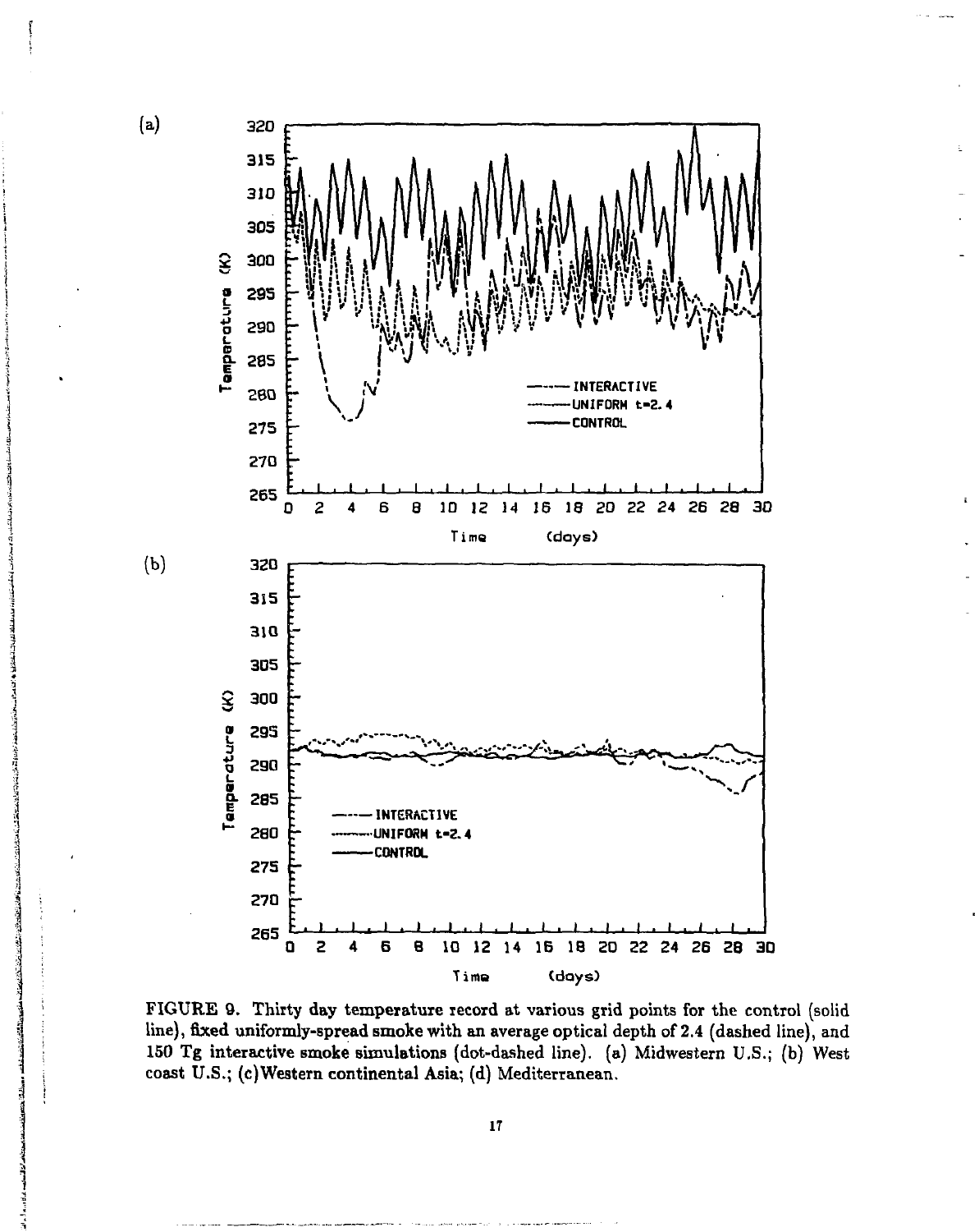FIGURE 9. Thirty day temperature record at various grid points for the control (solid line), fixed uniformly-spread smoke with an average optical depth of 2.4 (dashed line), and 150 Tg interactive smoke simulations (dot-dashed line). (a) Midwestern U.S.; (b) West coast U.S.; (c) Western continental Asia; (d) Mediterranean.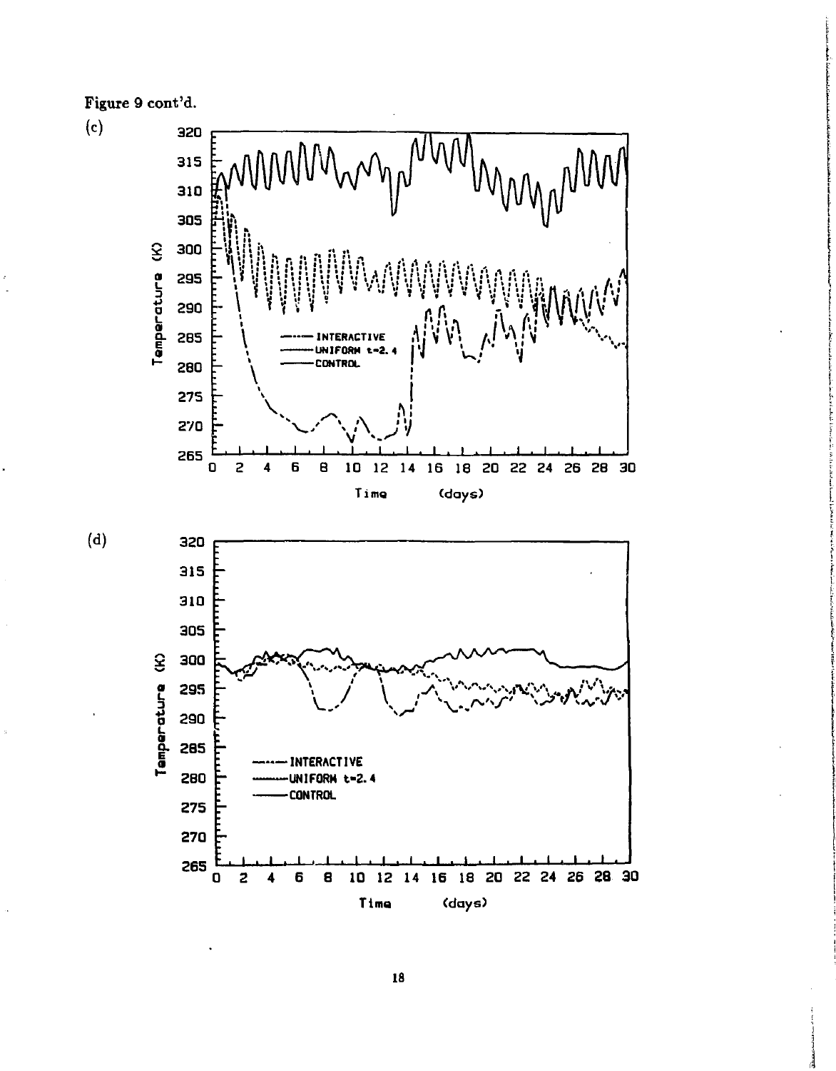Figure 9 cont'd.

(c)

(d)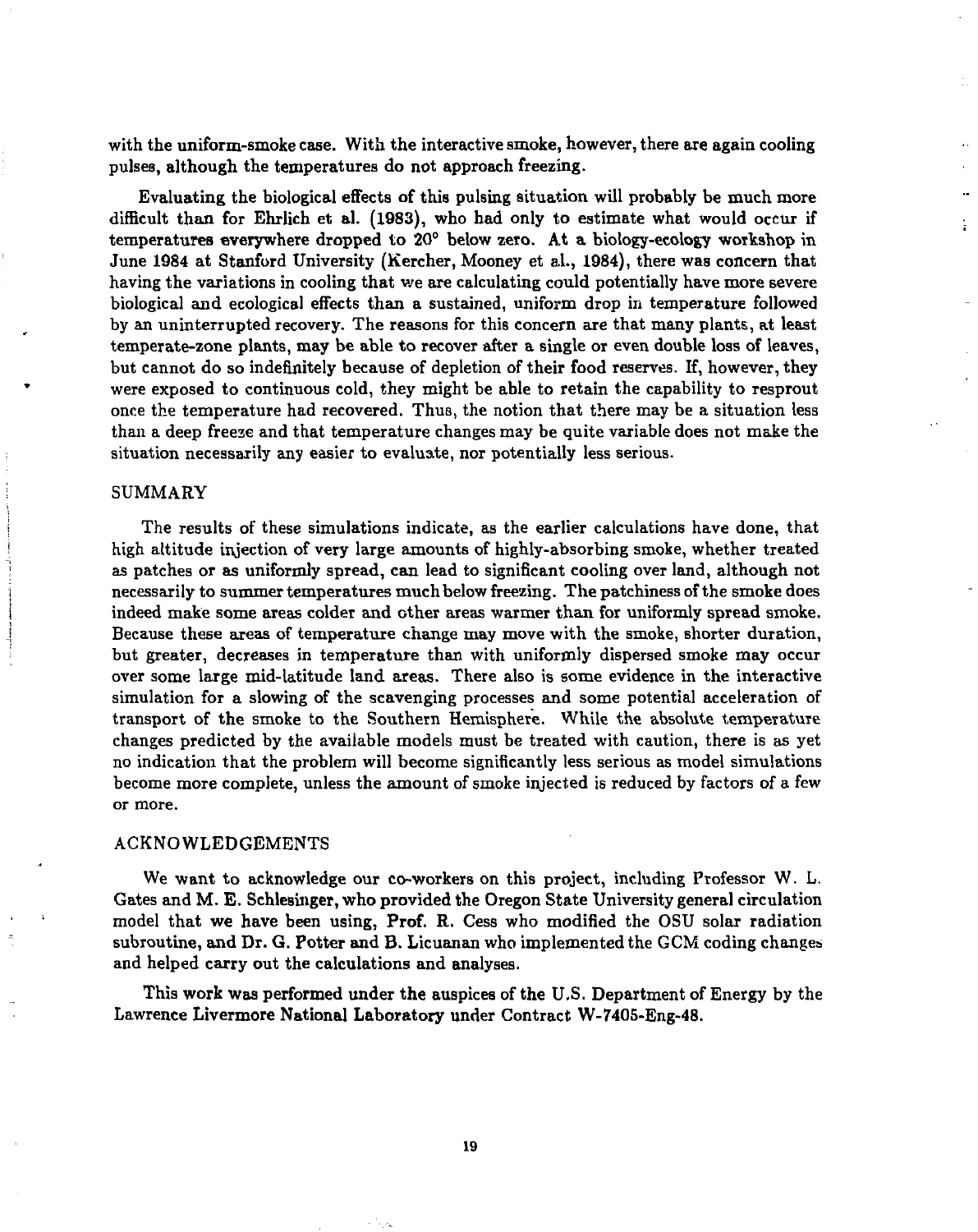with the uniform-smoke case. With the interactive smoke, however, there are again cooling pulses, although the temperatures do not approach freezing.

Evaluating the biological effects of this pulsing situation will probably be much more difficult than for Ehrlich et al. (1983), who had only to estimate what would occur if temperatures everywhere dropped to 20° below zero. At a biology-ecology workshop in June 1984 at Stanford University (Kercher, Mooney et al., 1984), there was concern that having the variations in cooling that we are calculating could potentially have more severe biological and ecological effects than a sustained, uniform drop in temperature followed by an uninterrupted recovery. The reasons for this concern are that many plants, at least temperate-zone plants, may be able to recover after a single or even double loss of leaves, but cannot do so indefinitely because of depletion of their food reserves. If, however, they were exposed to continuous cold, they might be able to retain the capability to resprout once the temperature had recovered. Thus, the notion that there may be a situation less than a deep freeze and that temperature changes may be quite variable does not make the situation necessarily any easier to evaluate, nor potentially less serious.

## SUMMARY

The results of these simulations indicate, as the earlier calculations have done, that high altitude injection of very large amounts of highly-absorbing smoke, whether treated as patches or as uniformly spread, can lead to significant cooling over land, although not necessarily to summer temperatures much below freezing. The patchiness of the smoke does indeed make some areas colder and other areas warmer than for uniformly spread smoke. Because these areas of temperature change may move with the smoke, shorter duration, but greater, decreases in temperature than with uniformly dispersed smoke may occur over some large mid-latitude land areas. There also is some evidence in the interactive simulation for a slowing of the scavenging processes and some potential acceleration of transport of the smoke to the Southern Hemisphere. While the absolute temperature changes predicted by the available models must be treated with caution, there is as yet no indication that the problem will become significantly less serious as model simulations become more complete, unless the amount of smoke injected is reduced by factors of a few or more.

## ACKNOWLEDGEMENTS

We want to acknowledge our co-workers on this project, including Professor W. L. Gates and M. E. Schlesinger, who provided the Oregon State University general circulation model that we have been using, Prof. R. Cess who modified the OSU solar radiation subroutine, and Dr. G. Potter and B. Licuanan who implemented the GCM coding changes and helped carry out the calculations and analyses.

This work was performed under the auspices of the U.S. Department of Energy by the Lawrence Livermore National Laboratory under Contract W-7405-Eng-48.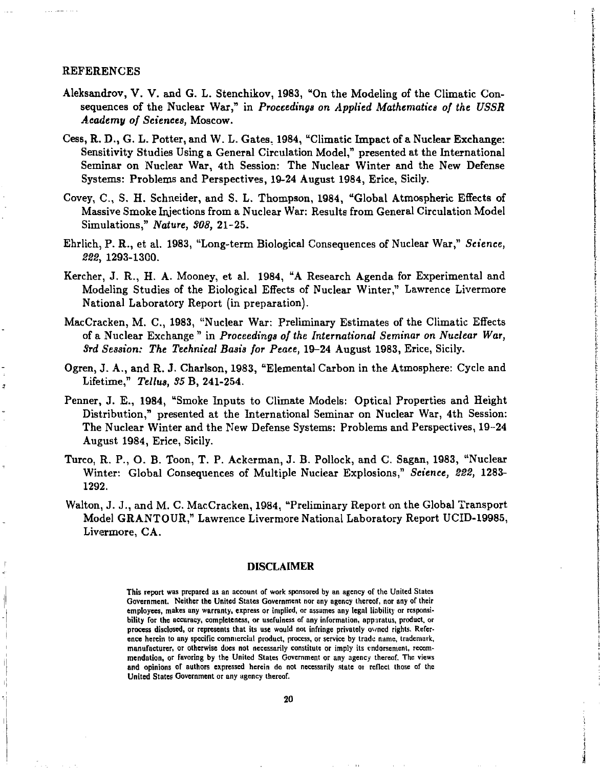## REFERENCES

Aleksandrov, V. V. and G. L. Stenchikov, 1983, "On the Modeling of the Climatic Consequences of the Nuclear War," in *Proceedings on Applied Mathematics of the USSR Academy of Sciences,* Moscow.

Cess, R. D., G. L. Potter, and W. L. Gates, 1984, "Climatic Impact of a Nuclear Exchange: Sensitivity Studies Using a General Circulation Model," presented at the International Seminar on Nuclear War, 4th Session: The Nuclear Winter and the New Defense Systems: Problems and Perspectives, 19-24 August 1984, Erice, Sicily.

Covey, C., S. H. Schneider, and S. L. Thompson, 1984, "Global Atmospheric Effects of Massive Smoke Injections from a Nuclear War: Results from General Circulation Model Simulations," *Nature, 308,* 21-25.

Ehrlich, P. R., et al. 1983, "Long-term Biological Consequences of Nuclear War," *Science, 222,* 1293-1300.

Kercher, J. R., H. A. Mooney, et al. 1984, "A Research Agenda for Experimental and Modeling Studies of the Biological Effects of Nuclear Winter," Lawrence Livermore National Laboratory Report (in preparation).

MacCracken, M. C., 1983, "Nuclear War: Preliminary Estimates of the Climatic Effects of a Nuclear Exchange" in *Proceedings of the International Seminar on Nuclear War, 3rd Session: The Technical Basis for Peace,* 19-24 August 1983, Erice, Sicily.

Ogren, J. A., and R. J. Charlson, 1983, "Elemental Carbon in the Atmosphere: Cycle and Lifetime," *Tellus, 35* B, 241-254.

Penner, J. E., 1984, "Smoke Inputs to Climate Models: Optical Properties and Height Distribution," presented at the International Seminar on Nuclear War, 4th Session: The Nuclear Winter and the New Defense Systems: Problems and Perspectives, 19-24 August 1984, Erice, Sicily.

Turco, R. P., O. B. Toon, T. P. Ackerman, J. B. Pollock, and C. Sagan, 1983, "Nuclear Winter: Global Consequences of Multiple Nuclear Explosions," *Science, 222,* 1283-1292.

Walton, J. J., and M. C. MacCracken, 1984, "Preliminary Report on the Global Transport Model GRANTOUR," Lawrence Livermore National Laboratory Report UCID-19985, Livermore, CA.

### DISCLAIMER

This report was prepared as an account of work sponsored by an agency of the United States Government. Neither the United States Government nor any agency thereof, nor any of their employees, makes any warranty, express or implied, or assumes any legal liability or responsibility for the accuracy, completeness, or usefulness of any information, apparatus, product, or process disclosed, or represents that its use would not infringe privately owned rights. Reference herein to any specific commercial product, process, or service by trade name, trademark, manufacturer, or otherwise does not necessarily constitute or imply its endorsement, recommendation, or favoring by the United States Government or any agency thereof. The views and opinions of authors expressed herein do not necessarily state or reflect those of the United States Government or any agency thereof.